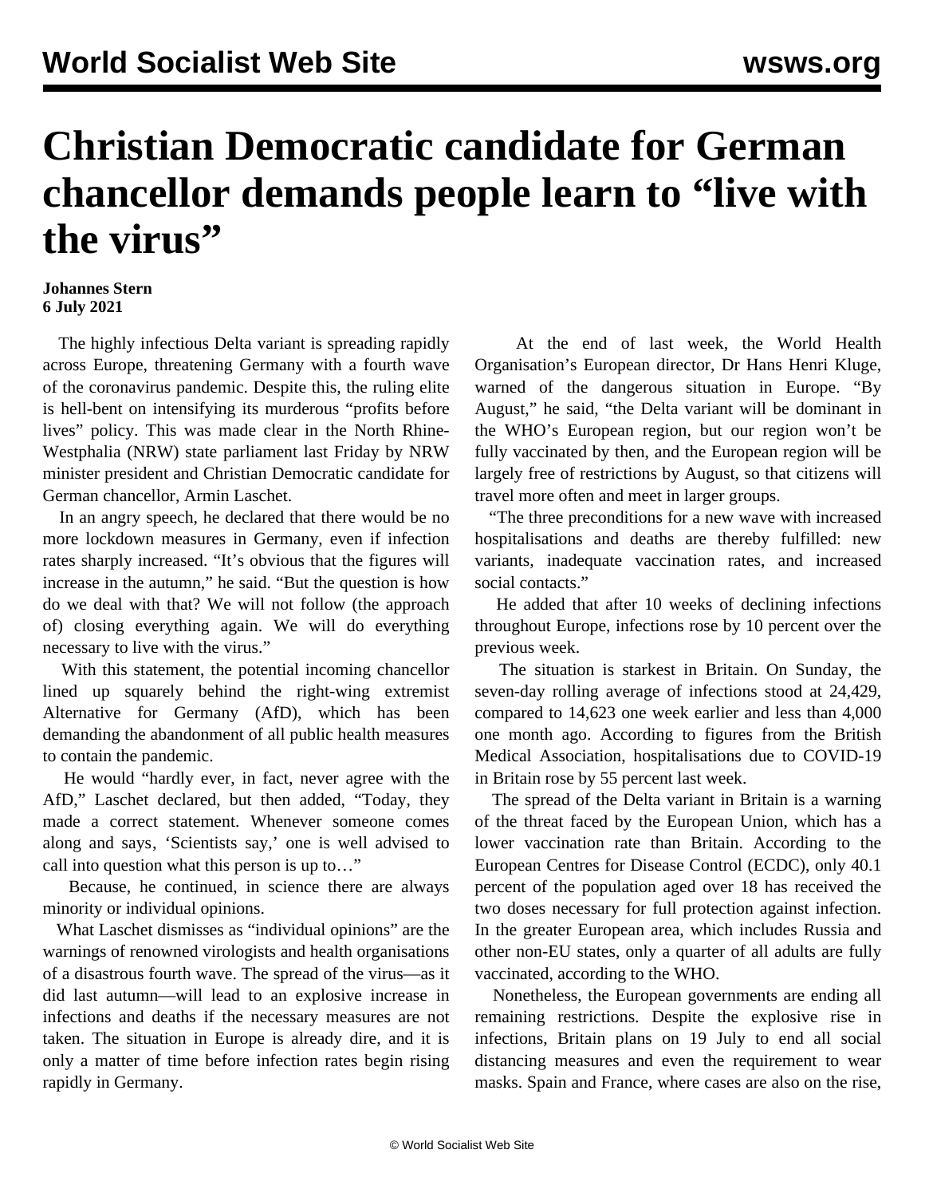# Christian Democratic candidate for German chancellor demands people learn to "live with the virus"

**Johannes Stern**
**6 July 2021**

The highly infectious Delta variant is spreading rapidly across Europe, threatening Germany with a fourth wave of the coronavirus pandemic. Despite this, the ruling elite is hell-bent on intensifying its murderous "profits before lives" policy. This was made clear in the North Rhine-Westphalia (NRW) state parliament last Friday by NRW minister president and Christian Democratic candidate for German chancellor, Armin Laschet.

In an angry speech, he declared that there would be no more lockdown measures in Germany, even if infection rates sharply increased. "It's obvious that the figures will increase in the autumn," he said. "But the question is how do we deal with that? We will not follow (the approach of) closing everything again. We will do everything necessary to live with the virus."

With this statement, the potential incoming chancellor lined up squarely behind the right-wing extremist Alternative for Germany (AfD), which has been demanding the abandonment of all public health measures to contain the pandemic.

He would "hardly ever, in fact, never agree with the AfD," Laschet declared, but then added, "Today, they made a correct statement. Whenever someone comes along and says, 'Scientists say,' one is well advised to call into question what this person is up to…"

Because, he continued, in science there are always minority or individual opinions.

What Laschet dismisses as "individual opinions" are the warnings of renowned virologists and health organisations of a disastrous fourth wave. The spread of the virus—as it did last autumn—will lead to an explosive increase in infections and deaths if the necessary measures are not taken. The situation in Europe is already dire, and it is only a matter of time before infection rates begin rising rapidly in Germany.

At the end of last week, the World Health Organisation's European director, Dr Hans Henri Kluge, warned of the dangerous situation in Europe. "By August," he said, "the Delta variant will be dominant in the WHO's European region, but our region won't be fully vaccinated by then, and the European region will be largely free of restrictions by August, so that citizens will travel more often and meet in larger groups.

"The three preconditions for a new wave with increased hospitalisations and deaths are thereby fulfilled: new variants, inadequate vaccination rates, and increased social contacts."

He added that after 10 weeks of declining infections throughout Europe, infections rose by 10 percent over the previous week.

The situation is starkest in Britain. On Sunday, the seven-day rolling average of infections stood at 24,429, compared to 14,623 one week earlier and less than 4,000 one month ago. According to figures from the British Medical Association, hospitalisations due to COVID-19 in Britain rose by 55 percent last week.

The spread of the Delta variant in Britain is a warning of the threat faced by the European Union, which has a lower vaccination rate than Britain. According to the European Centres for Disease Control (ECDC), only 40.1 percent of the population aged over 18 has received the two doses necessary for full protection against infection. In the greater European area, which includes Russia and other non-EU states, only a quarter of all adults are fully vaccinated, according to the WHO.

Nonetheless, the European governments are ending all remaining restrictions. Despite the explosive rise in infections, Britain plans on 19 July to end all social distancing measures and even the requirement to wear masks. Spain and France, where cases are also on the rise,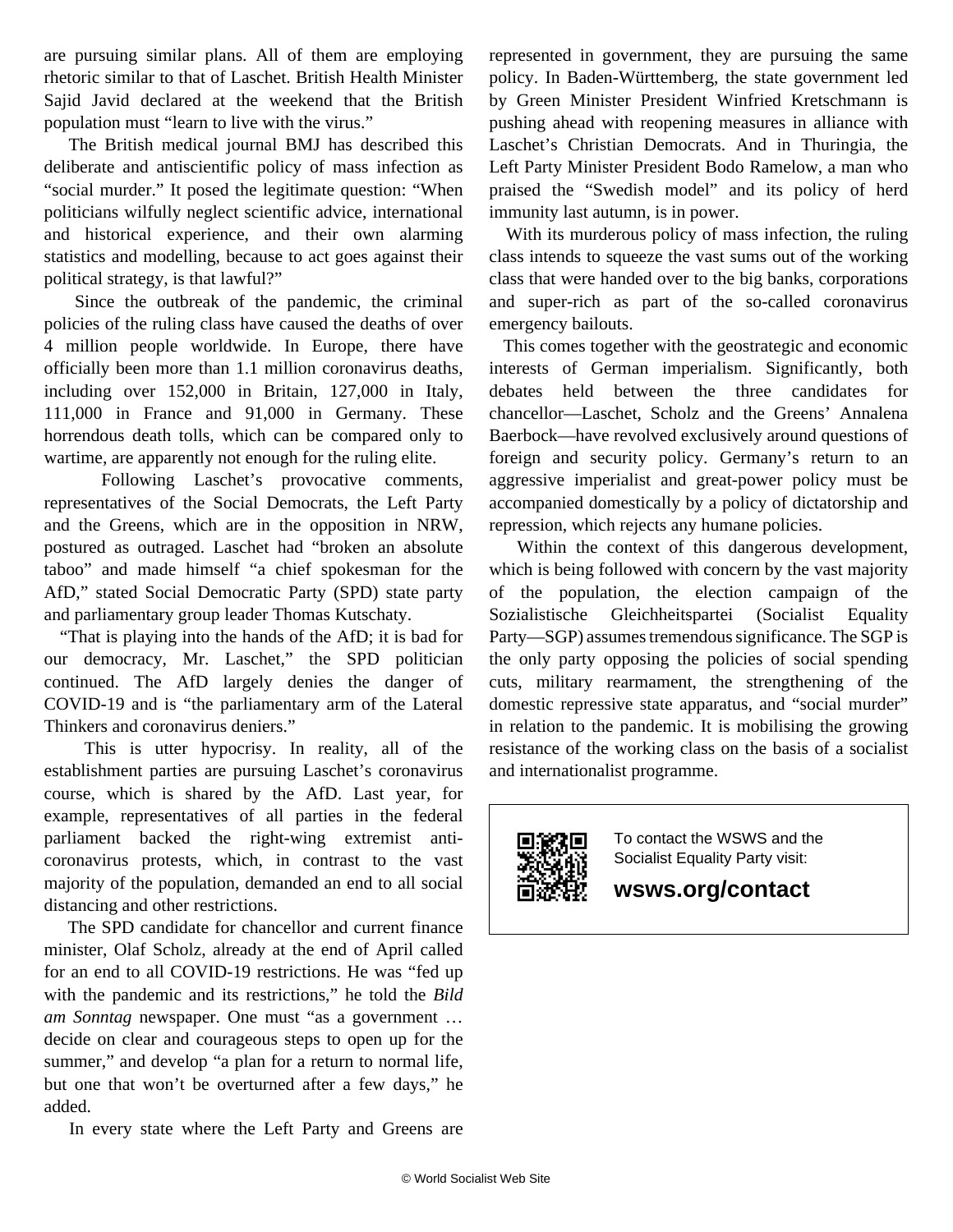are pursuing similar plans. All of them are employing rhetoric similar to that of Laschet. British Health Minister Sajid Javid declared at the weekend that the British population must "learn to live with the virus."

The British medical journal BMJ has described this deliberate and antiscientific policy of mass infection as "social murder." It posed the legitimate question: "When politicians wilfully neglect scientific advice, international and historical experience, and their own alarming statistics and modelling, because to act goes against their political strategy, is that lawful?"

Since the outbreak of the pandemic, the criminal policies of the ruling class have caused the deaths of over 4 million people worldwide. In Europe, there have officially been more than 1.1 million coronavirus deaths, including over 152,000 in Britain, 127,000 in Italy, 111,000 in France and 91,000 in Germany. These horrendous death tolls, which can be compared only to wartime, are apparently not enough for the ruling elite.

Following Laschet's provocative comments, representatives of the Social Democrats, the Left Party and the Greens, which are in the opposition in NRW, postured as outraged. Laschet had "broken an absolute taboo" and made himself "a chief spokesman for the AfD," stated Social Democratic Party (SPD) state party and parliamentary group leader Thomas Kutschaty.

"That is playing into the hands of the AfD; it is bad for our democracy, Mr. Laschet," the SPD politician continued. The AfD largely denies the danger of COVID-19 and is "the parliamentary arm of the Lateral Thinkers and coronavirus deniers."

This is utter hypocrisy. In reality, all of the establishment parties are pursuing Laschet's coronavirus course, which is shared by the AfD. Last year, for example, representatives of all parties in the federal parliament backed the right-wing extremist anti-coronavirus protests, which, in contrast to the vast majority of the population, demanded an end to all social distancing and other restrictions.

The SPD candidate for chancellor and current finance minister, Olaf Scholz, already at the end of April called for an end to all COVID-19 restrictions. He was "fed up with the pandemic and its restrictions," he told the *Bild am Sonntag* newspaper. One must "as a government … decide on clear and courageous steps to open up for the summer," and develop "a plan for a return to normal life, but one that won't be overturned after a few days," he added.

In every state where the Left Party and Greens are represented in government, they are pursuing the same policy. In Baden-Württemberg, the state government led by Green Minister President Winfried Kretschmann is pushing ahead with reopening measures in alliance with Laschet's Christian Democrats. And in Thuringia, the Left Party Minister President Bodo Ramelow, a man who praised the "Swedish model" and its policy of herd immunity last autumn, is in power.

With its murderous policy of mass infection, the ruling class intends to squeeze the vast sums out of the working class that were handed over to the big banks, corporations and super-rich as part of the so-called coronavirus emergency bailouts.

This comes together with the geostrategic and economic interests of German imperialism. Significantly, both debates held between the three candidates for chancellor—Laschet, Scholz and the Greens' Annalena Baerbock—have revolved exclusively around questions of foreign and security policy. Germany's return to an aggressive imperialist and great-power policy must be accompanied domestically by a policy of dictatorship and repression, which rejects any humane policies.

Within the context of this dangerous development, which is being followed with concern by the vast majority of the population, the election campaign of the Sozialistische Gleichheitspartei (Socialist Equality Party—SGP) assumes tremendous significance. The SGP is the only party opposing the policies of social spending cuts, military rearmament, the strengthening of the domestic repressive state apparatus, and "social murder" in relation to the pandemic. It is mobilising the growing resistance of the working class on the basis of a socialist and internationalist programme.

To contact the WSWS and the Socialist Equality Party visit:

**wsws.org/contact**